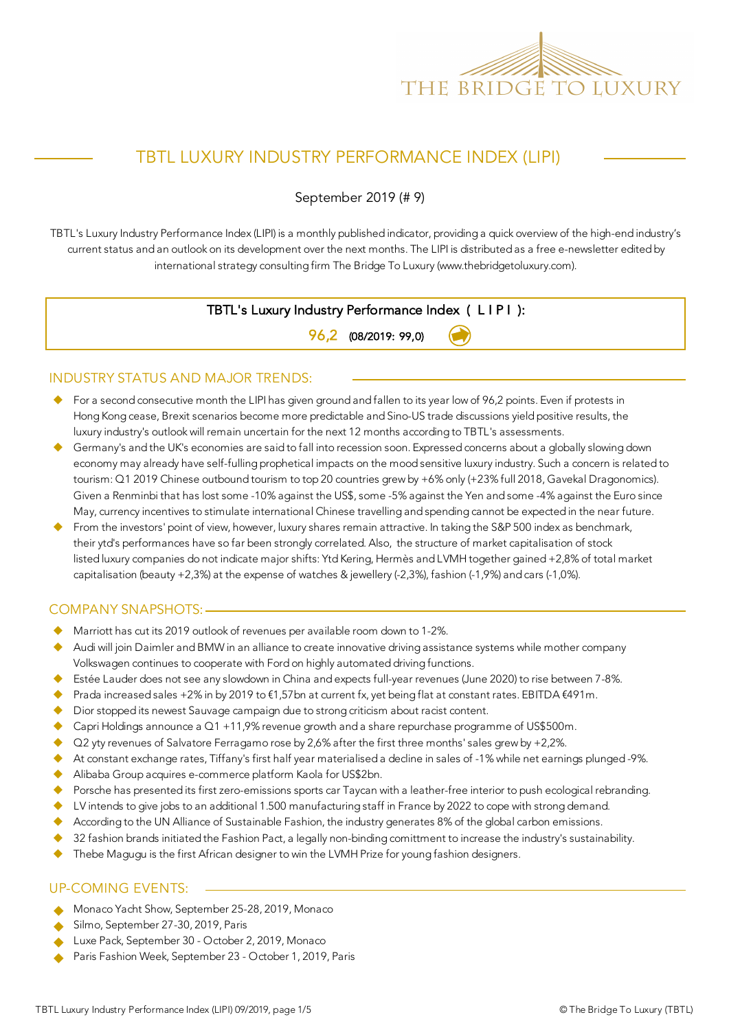# TBTL LUXURY INDUSTRY PERFORMANCE INDEX (LIPI)

September 2019 (# 9)

TBTL's Luxury Industry Performance Index (LIPI) is a monthly published indicator, providing a quick overview of the high-end industry's current status and an outlook on its development over the next months. The LIPI is distributed as a free e-newsletter edited by international strategy consulting firm The Bridge To Luxury (www.thebridgetoluxury.com).

**TBTL's Luxury Industry Performance Index ( L I P I ):**

**96,2** (08/2019: 99,0)

## INDUSTRY STATUS AND MAJOR TRENDS:

- For a second consecutive month the LIPI has given ground and fallen to its year low of 96,2 points. Even if protests in Hong Kong cease, Brexit scenarios become more predictable and Sino-US trade discussions yield positive results, the luxury industry's outlook will remain uncertain for the next 12 months according to TBTL's assessments.
- Germany's and the UK's economies are said to fall into recession soon. Expressed concerns about a globally slowing down economy may already have self-fulling prophetical impacts on the mood sensitive luxury industry. Such a concern is related to tourism: Q1 2019 Chinese outbound tourism to top 20 countries grew by +6% only (+23% full 2018, Gavekal Dragonomics). Given a Renminbi that has lost some -10% against the US$, some -5% against the Yen and some -4% against the Euro since May, currency incentives to stimulate international Chinese travelling and spending cannot be expected in the near future.
- From the investors' point of view, however, luxury shares remain attractive. In taking the S&P 500 index as benchmark, their ytd's performances have so far been strongly correlated. Also, the structure of market capitalisation of stock listed luxury companies do not indicate major shifts: Ytd Kering, Hermès and LVMH together gained +2,8% of total market capitalisation (beauty +2,3%) at the expense of watches & jewellery (-2,3%), fashion (-1,9%) and cars (-1,0%).

## COMPANY SNAPSHOTS:

- Marriott has cut its 2019 outlook of revenues per available room down to 1-2%.
- Audi will join Daimler and BMW in an alliance to create innovative driving assistance systems while mother company Volkswagen continues to cooperate with Ford on highly automated driving functions.
- Estée Lauder does not see any slowdown in China and expects full-year revenues (June 2020) to rise between 7-8%.
- Prada increased sales +2% in by 2019 to €1,57bn at current fx, yet being flat at constant rates. EBITDA €491m.
- Dior stopped its newest Sauvage campaign due to strong criticism about racist content.
- Capri Holdings announce a Q1 +11,9% revenue growth and a share repurchase programme of US$500m.
- Q2 yty revenues of Salvatore Ferragamo rose by 2,6% after the first three months' sales grew by +2,2%.
- At constant exchange rates, Tiffany's first half year materialised a decline in sales of -1% while net earnings plunged -9%.
- Alibaba Group acquires e-commerce platform Kaola for US$2bn.
- Porsche has presented its first zero-emissions sports car Taycan with a leather-free interior to push ecological rebranding.
- LV intends to give jobs to an additional 1.500 manufacturing staff in France by 2022 to cope with strong demand.
- According to the UN Alliance of Sustainable Fashion, the industry generates 8% of the global carbon emissions.
- 32 fashion brands initiated the Fashion Pact, a legally non-binding comittment to increase the industry's sustainability.
- Thebe Magugu is the first African designer to win the LVMH Prize for young fashion designers.

## UP-COMING EVENTS:

- Monaco Yacht Show, September 25-28, 2019, Monaco
- Silmo, September 27-30, 2019, Paris
- Luxe Pack, September 30 - October 2, 2019, Monaco
- Paris Fashion Week, September 23 - October 1, 2019, Paris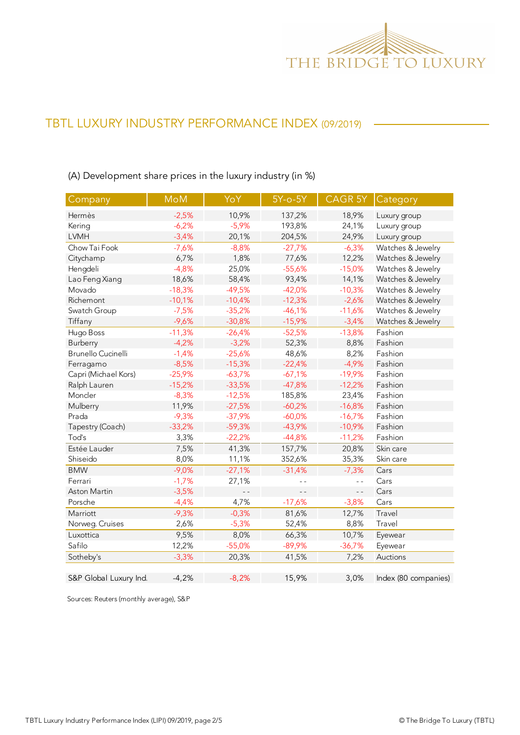## TBTL LUXURY INDUSTRY PERFORMANCE INDEX (09/2019)

(A) Development share prices in the luxury industry (in %)

| Company | MoM | YoY | 5Y-o-5Y | CAGR 5Y | Category |
|---|---|---|---|---|---|
| Hermès | -2,5% | 10,9% | 137,2% | 18,9% | Luxury group |
| Kering | -6,2% | -5,9% | 193,8% | 24,1% | Luxury group |
| LVMH | -3,4% | 20,1% | 204,5% | 24,9% | Luxury group |
| Chow Tai Fook | -7,6% | -8,8% | -27,7% | -6,3% | Watches & Jewelry |
| Citychamp | 6,7% | 1,8% | 77,6% | 12,2% | Watches & Jewelry |
| Hengdeli | -4,8% | 25,0% | -55,6% | -15,0% | Watches & Jewelry |
| Lao Feng Xiang | 18,6% | 58,4% | 93,4% | 14,1% | Watches & Jewelry |
| Movado | -18,3% | -49,5% | -42,0% | -10,3% | Watches & Jewelry |
| Richemont | -10,1% | -10,4% | -12,3% | -2,6% | Watches & Jewelry |
| Swatch Group | -7,5% | -35,2% | -46,1% | -11,6% | Watches & Jewelry |
| Tiffany | -9,6% | -30,8% | -15,9% | -3,4% | Watches & Jewelry |
| Hugo Boss | -11,3% | -26,4% | -52,5% | -13,8% | Fashion |
| Burberry | -4,2% | -3,2% | 52,3% | 8,8% | Fashion |
| Brunello Cucinelli | -1,4% | -25,6% | 48,6% | 8,2% | Fashion |
| Ferragamo | -8,5% | -15,3% | -22,4% | -4,9% | Fashion |
| Capri (Michael Kors) | -25,9% | -63,7% | -67,1% | -19,9% | Fashion |
| Ralph Lauren | -15,2% | -33,5% | -47,8% | -12,2% | Fashion |
| Moncler | -8,3% | -12,5% | 185,8% | 23,4% | Fashion |
| Mulberry | 11,9% | -27,5% | -60,2% | -16,8% | Fashion |
| Prada | -9,3% | -37,9% | -60,0% | -16,7% | Fashion |
| Tapestry (Coach) | -33,2% | -59,3% | -43,9% | -10,9% | Fashion |
| Tod's | 3,3% | -22,2% | -44,8% | -11,2% | Fashion |
| Estée Lauder | 7,5% | 41,3% | 157,7% | 20,8% | Skin care |
| Shiseido | 8,0% | 11,1% | 352,6% | 35,3% | Skin care |
| BMW | -9,0% | -27,1% | -31,4% | -7,3% | Cars |
| Ferrari | -1,7% | 27,1% | - - | - - | Cars |
| Aston Martin | -3,5% | - - | - - | - - | Cars |
| Porsche | -4,4% | 4,7% | -17,6% | -3,8% | Cars |
| Marriott | -9,3% | -0,3% | 81,6% | 12,7% | Travel |
| Norweg. Cruises | 2,6% | -5,3% | 52,4% | 8,8% | Travel |
| Luxottica | 9,5% | 8,0% | 66,3% | 10,7% | Eyewear |
| Safilo | 12,2% | -55,0% | -89,9% | -36,7% | Eyewear |
| Sotheby's | -3,3% | 20,3% | 41,5% | 7,2% | Auctions |
| | | | | | |
| S&P Global Luxury Ind. | -4,2% | -8,2% | 15,9% | 3,0% | Index (80 companies) |

Sources: Reuters (monthly average), S&P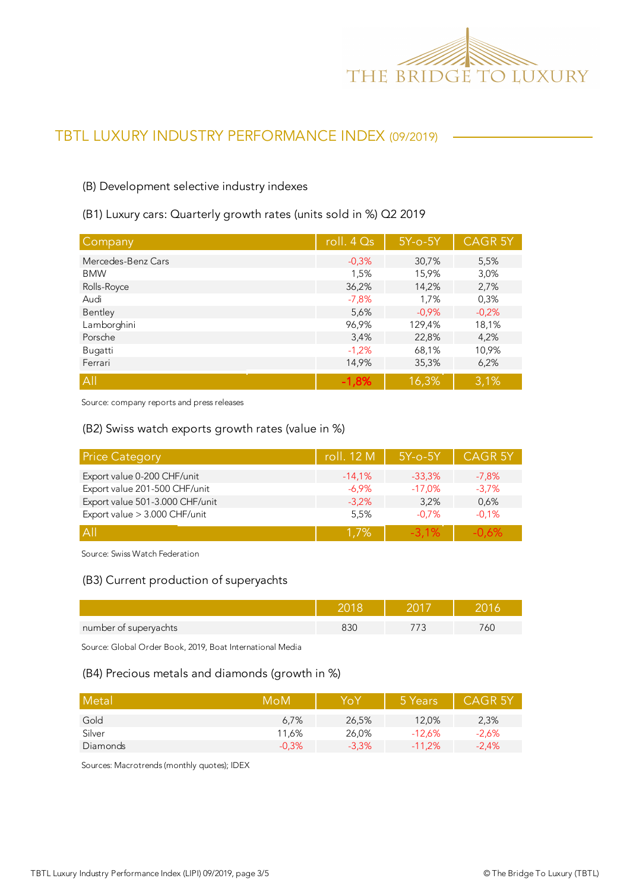## TBTL LUXURY INDUSTRY PERFORMANCE INDEX (09/2019)

### (B) Development selective industry indexes

#### (B1) Luxury cars: Quarterly growth rates (units sold in %) Q2 2019

| Company | roll. 4 Qs | 5Y-o-5Y | CAGR 5Y |
|---|---|---|---|
| Mercedes-Benz Cars | -0,3% | 30,7% | 5,5% |
| BMW | 1,5% | 15,9% | 3,0% |
| Rolls-Royce | 36,2% | 14,2% | 2,7% |
| Audi | -7,8% | 1,7% | 0,3% |
| Bentley | 5,6% | -0,9% | -0,2% |
| Lamborghini | 96,9% | 129,4% | 18,1% |
| Porsche | 3,4% | 22,8% | 4,2% |
| Bugatti | -1,2% | 68,1% | 10,9% |
| Ferrari | 14,9% | 35,3% | 6,2% |
| All | -1,8% | 16,3% | 3,1% |

Source: company reports and press releases

#### (B2) Swiss watch exports growth rates (value in %)

| Price Category | roll. 12 M | 5Y-o-5Y | CAGR 5Y |
|---|---|---|---|
| Export value 0-200 CHF/unit | -14,1% | -33,3% | -7,8% |
| Export value 201-500 CHF/unit | -6,9% | -17,0% | -3,7% |
| Export value 501-3.000 CHF/unit | -3,2% | 3,2% | 0,6% |
| Export value > 3.000 CHF/unit | 5,5% | -0,7% | -0,1% |
| All | 1,7% | -3,1% | -0,6% |

Source: Swiss Watch Federation

#### (B3) Current production of superyachts

| | 2018 | 2017 | 2016 |
|---|---|---|---|
| number of superyachts | 830 | 773 | 760 |

Source: Global Order Book, 2019, Boat International Media

#### (B4) Precious metals and diamonds (growth in %)

| Metal | MoM | YoY | 5 Years | CAGR 5Y |
|---|---|---|---|---|
| Gold | 6,7% | 26,5% | 12,0% | 2,3% |
| Silver | 11,6% | 26,0% | -12,6% | -2,6% |
| Diamonds | -0,3% | -3,3% | -11,2% | -2,4% |

Sources: Macrotrends (monthly quotes); IDEX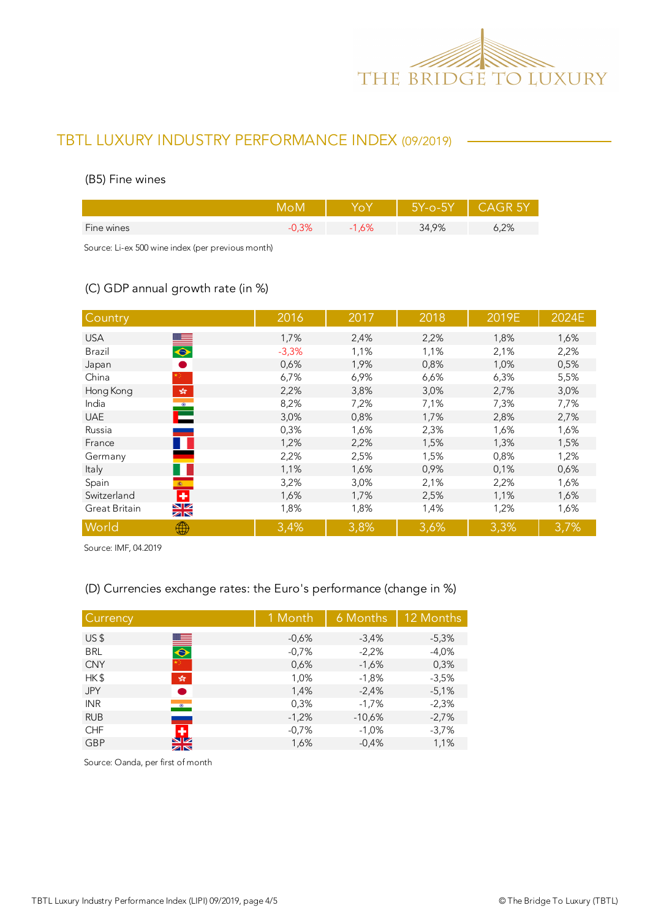## TBTL LUXURY INDUSTRY PERFORMANCE INDEX (09/2019)

### (B5) Fine wines

| | MoM | YoY | 5Y-o-5Y | CAGR 5Y |
|---|---|---|---|---|
| Fine wines | -0,3% | -1,6% | 34,9% | 6,2% |

Source: Li-ex 500 wine index (per previous month)

### (C) GDP annual growth rate (in %)

| Country | 2016 | 2017 | 2018 | 2019E | 2024E |
|---|---|---|---|---|---|
| USA | 1,7% | 2,4% | 2,2% | 1,8% | 1,6% |
| Brazil | -3,3% | 1,1% | 1,1% | 2,1% | 2,2% |
| Japan | 0,6% | 1,9% | 0,8% | 1,0% | 0,5% |
| China | 6,7% | 6,9% | 6,6% | 6,3% | 5,5% |
| Hong Kong | 2,2% | 3,8% | 3,0% | 2,7% | 3,0% |
| India | 8,2% | 7,2% | 7,1% | 7,3% | 7,7% |
| UAE | 3,0% | 0,8% | 1,7% | 2,8% | 2,7% |
| Russia | 0,3% | 1,6% | 2,3% | 1,6% | 1,6% |
| France | 1,2% | 2,2% | 1,5% | 1,3% | 1,5% |
| Germany | 2,2% | 2,5% | 1,5% | 0,8% | 1,2% |
| Italy | 1,1% | 1,6% | 0,9% | 0,1% | 0,6% |
| Spain | 3,2% | 3,0% | 2,1% | 2,2% | 1,6% |
| Switzerland | 1,6% | 1,7% | 2,5% | 1,1% | 1,6% |
| Great Britain | 1,8% | 1,8% | 1,4% | 1,2% | 1,6% |
| World | 3,4% | 3,8% | 3,6% | 3,3% | 3,7% |

Source: IMF, 04.2019

### (D) Currencies exchange rates: the Euro's performance (change in %)

| Currency | 1 Month | 6 Months | 12 Months |
|---|---|---|---|
| US $ | -0,6% | -3,4% | -5,3% |
| BRL | -0,7% | -2,2% | -4,0% |
| CNY | 0,6% | -1,6% | 0,3% |
| HK $ | 1,0% | -1,8% | -3,5% |
| JPY | 1,4% | -2,4% | -5,1% |
| INR | 0,3% | -1,7% | -2,3% |
| RUB | -1,2% | -10,6% | -2,7% |
| CHF | -0,7% | -1,0% | -3,7% |
| GBP | 1,6% | -0,4% | 1,1% |

Source: Oanda, per first of month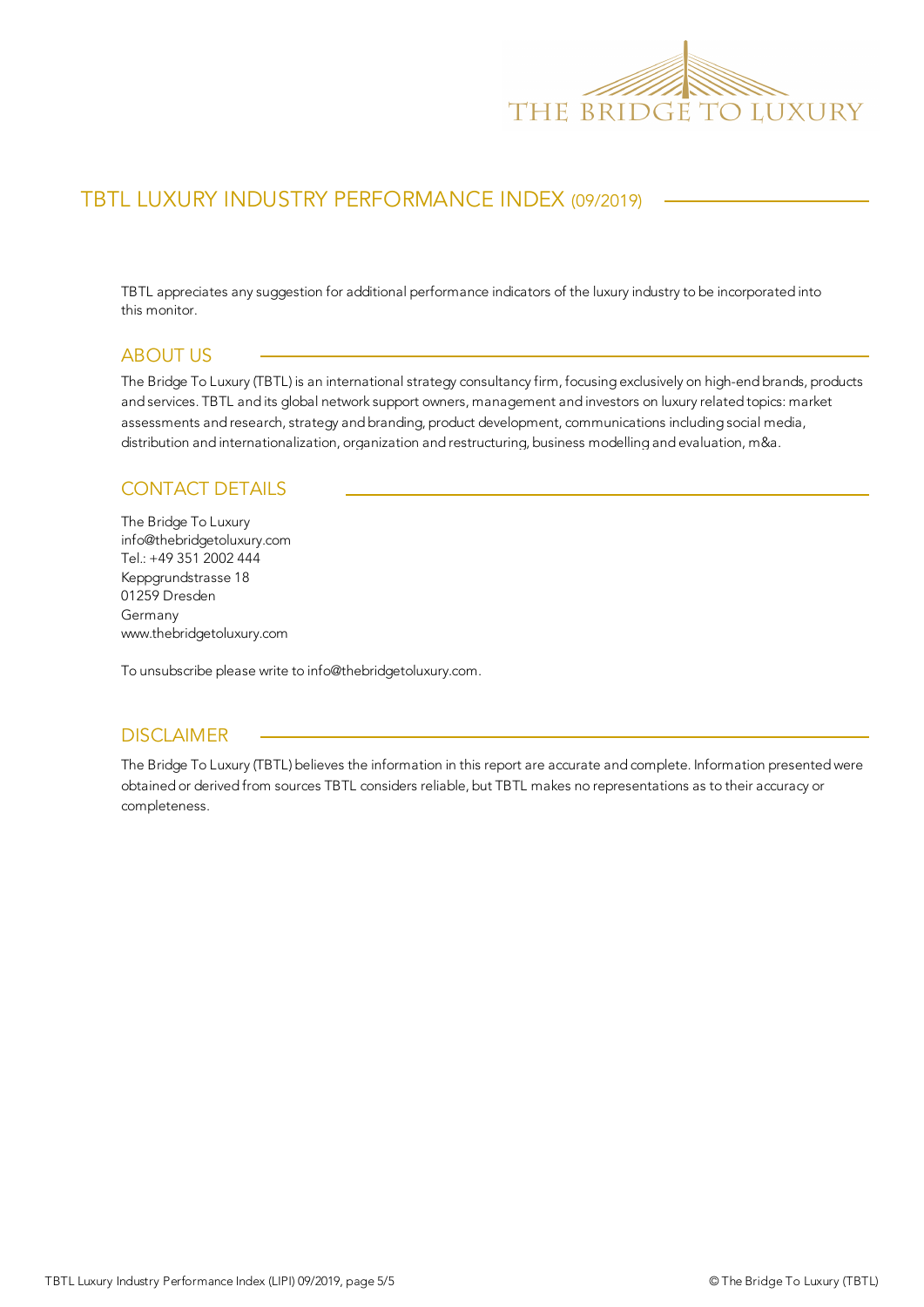THE BRIDGE TO LUXURY

# TBTL LUXURY INDUSTRY PERFORMANCE INDEX (09/2019)

TBTL appreciates any suggestion for additional performance indicators of the luxury industry to be incorporated into this monitor.

## ABOUT US

The Bridge To Luxury (TBTL) is an international strategy consultancy firm, focusing exclusively on high-end brands, products and services. TBTL and its global network support owners, management and investors on luxury related topics: market assessments and research, strategy and branding, product development, communications including social media, distribution and internationalization, organization and restructuring, business modelling and evaluation, m&a.

## CONTACT DETAILS

The Bridge To Luxury
info@thebridgetoluxury.com
Tel.: +49 351 2002 444
Keppgrundstrasse 18
01259 Dresden
Germany
www.thebridgetoluxury.com

To unsubscribe please write to info@thebridgetoluxury.com.

## DISCLAIMER

The Bridge To Luxury (TBTL) believes the information in this report are accurate and complete. Information presented were obtained or derived from sources TBTL considers reliable, but TBTL makes no representations as to their accuracy or completeness.